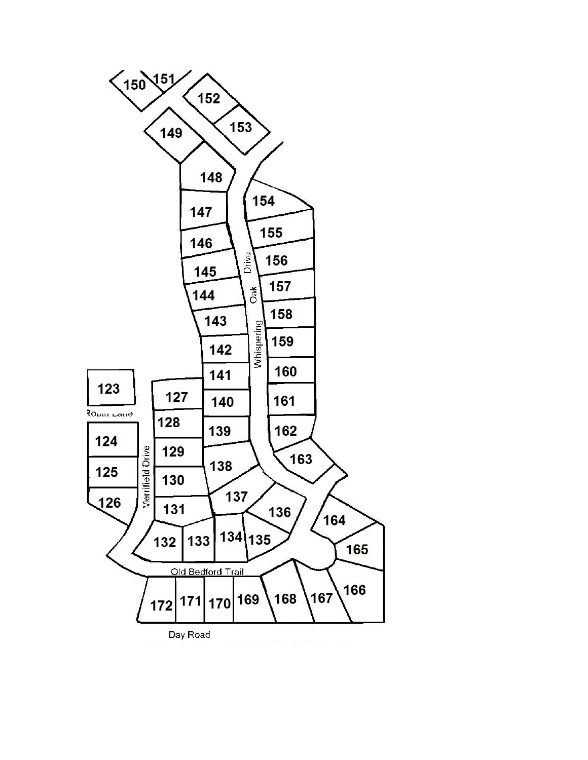150 151

152

153

149

148

147

154

146

155

145

Whispering Oak Drive

156

144

157

143

158

142

159

141

160

123

127

140

161

Robin Lane

128

139

162

124

129

138

163

125

Merrifield Drive

130

137

126

131

136

164

132

133

134

135

165

Old Bedford Trail

166

172

171

170

169

168

167

Day Road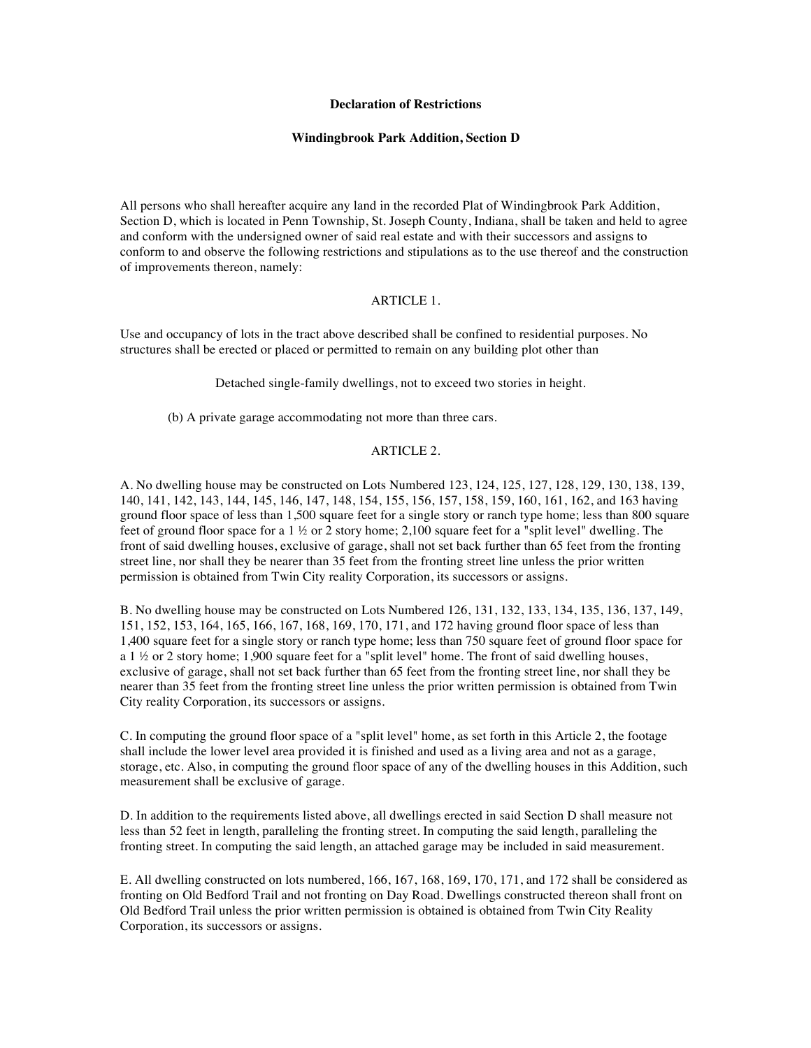**Declaration of Restrictions**

**Windingbrook Park Addition, Section D**

All persons who shall hereafter acquire any land in the recorded Plat of Windingbrook Park Addition, Section D, which is located in Penn Township, St. Joseph County, Indiana, shall be taken and held to agree and conform with the undersigned owner of said real estate and with their successors and assigns to conform to and observe the following restrictions and stipulations as to the use thereof and the construction of improvements thereon, namely:

ARTICLE 1.

Use and occupancy of lots in the tract above described shall be confined to residential purposes. No structures shall be erected or placed or permitted to remain on any building plot other than

Detached single-family dwellings, not to exceed two stories in height.

(b) A private garage accommodating not more than three cars.

ARTICLE 2.

A. No dwelling house may be constructed on Lots Numbered 123, 124, 125, 127, 128, 129, 130, 138, 139, 140, 141, 142, 143, 144, 145, 146, 147, 148, 154, 155, 156, 157, 158, 159, 160, 161, 162, and 163 having ground floor space of less than 1,500 square feet for a single story or ranch type home; less than 800 square feet of ground floor space for a 1 ½ or 2 story home; 2,100 square feet for a "split level" dwelling. The front of said dwelling houses, exclusive of garage, shall not set back further than 65 feet from the fronting street line, nor shall they be nearer than 35 feet from the fronting street line unless the prior written permission is obtained from Twin City reality Corporation, its successors or assigns.

B. No dwelling house may be constructed on Lots Numbered 126, 131, 132, 133, 134, 135, 136, 137, 149, 151, 152, 153, 164, 165, 166, 167, 168, 169, 170, 171, and 172 having ground floor space of less than 1,400 square feet for a single story or ranch type home; less than 750 square feet of ground floor space for a 1 ½ or 2 story home; 1,900 square feet for a "split level" home. The front of said dwelling houses, exclusive of garage, shall not set back further than 65 feet from the fronting street line, nor shall they be nearer than 35 feet from the fronting street line unless the prior written permission is obtained from Twin City reality Corporation, its successors or assigns.

C. In computing the ground floor space of a "split level" home, as set forth in this Article 2, the footage shall include the lower level area provided it is finished and used as a living area and not as a garage, storage, etc. Also, in computing the ground floor space of any of the dwelling houses in this Addition, such measurement shall be exclusive of garage.

D. In addition to the requirements listed above, all dwellings erected in said Section D shall measure not less than 52 feet in length, paralleling the fronting street. In computing the said length, paralleling the fronting street. In computing the said length, an attached garage may be included in said measurement.

E. All dwelling constructed on lots numbered, 166, 167, 168, 169, 170, 171, and 172 shall be considered as fronting on Old Bedford Trail and not fronting on Day Road. Dwellings constructed thereon shall front on Old Bedford Trail unless the prior written permission is obtained is obtained from Twin City Realty Corporation, its successors or assigns.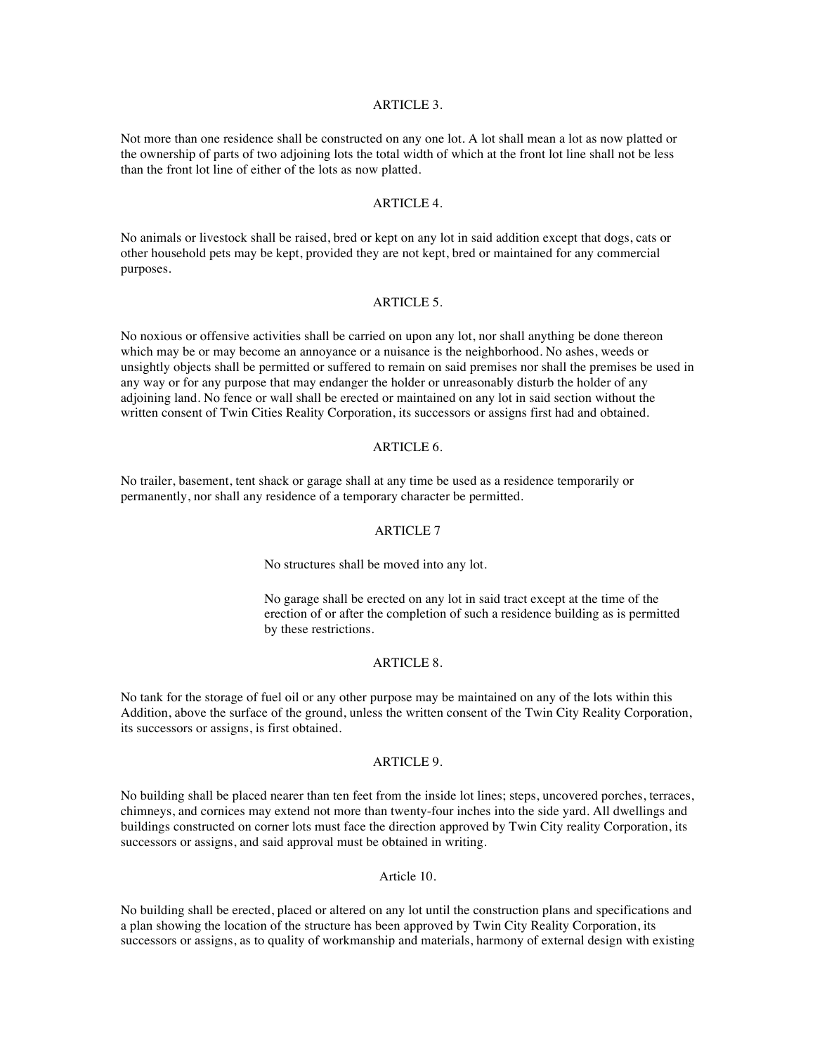ARTICLE 3.

Not more than one residence shall be constructed on any one lot. A lot shall mean a lot as now platted or the ownership of parts of two adjoining lots the total width of which at the front lot line shall not be less than the front lot line of either of the lots as now platted.

ARTICLE 4.

No animals or livestock shall be raised, bred or kept on any lot in said addition except that dogs, cats or other household pets may be kept, provided they are not kept, bred or maintained for any commercial purposes.

ARTICLE 5.

No noxious or offensive activities shall be carried on upon any lot, nor shall anything be done thereon which may be or may become an annoyance or a nuisance is the neighborhood. No ashes, weeds or unsightly objects shall be permitted or suffered to remain on said premises nor shall the premises be used in any way or for any purpose that may endanger the holder or unreasonably disturb the holder of any adjoining land. No fence or wall shall be erected or maintained on any lot in said section without the written consent of Twin Cities Reality Corporation, its successors or assigns first had and obtained.

ARTICLE 6.

No trailer, basement, tent shack or garage shall at any time be used as a residence temporarily or permanently, nor shall any residence of a temporary character be permitted.

ARTICLE 7

No structures shall be moved into any lot.

No garage shall be erected on any lot in said tract except at the time of the erection of or after the completion of such a residence building as is permitted by these restrictions.

ARTICLE 8.

No tank for the storage of fuel oil or any other purpose may be maintained on any of the lots within this Addition, above the surface of the ground, unless the written consent of the Twin City Reality Corporation, its successors or assigns, is first obtained.

ARTICLE 9.

No building shall be placed nearer than ten feet from the inside lot lines; steps, uncovered porches, terraces, chimneys, and cornices may extend not more than twenty-four inches into the side yard. All dwellings and buildings constructed on corner lots must face the direction approved by Twin City reality Corporation, its successors or assigns, and said approval must be obtained in writing.

Article 10.

No building shall be erected, placed or altered on any lot until the construction plans and specifications and a plan showing the location of the structure has been approved by Twin City Reality Corporation, its successors or assigns, as to quality of workmanship and materials, harmony of external design with existing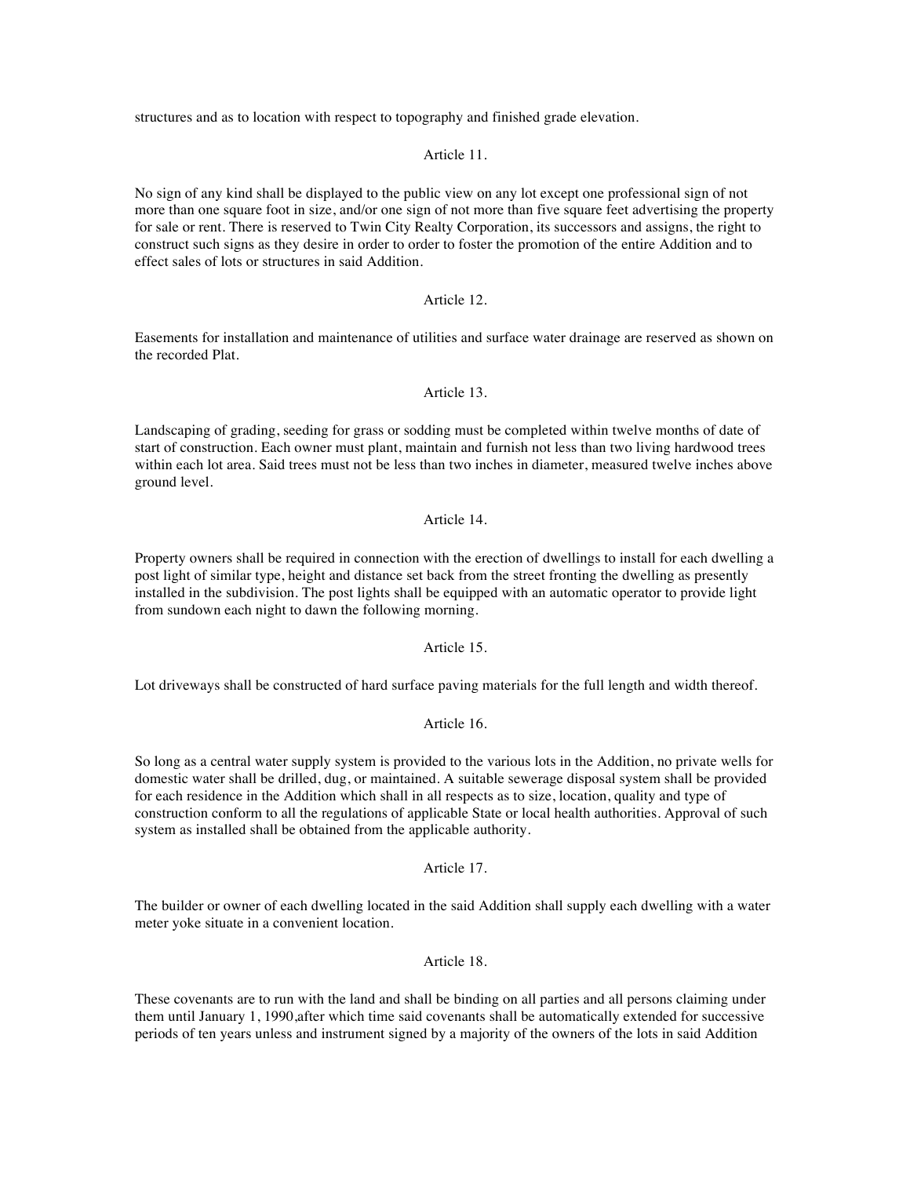structures and as to location with respect to topography and finished grade elevation.

Article 11.

No sign of any kind shall be displayed to the public view on any lot except one professional sign of not more than one square foot in size, and/or one sign of not more than five square feet advertising the property for sale or rent. There is reserved to Twin City Realty Corporation, its successors and assigns, the right to construct such signs as they desire in order to order to foster the promotion of the entire Addition and to effect sales of lots or structures in said Addition.

Article 12.

Easements for installation and maintenance of utilities and surface water drainage are reserved as shown on the recorded Plat.

Article 13.

Landscaping of grading, seeding for grass or sodding must be completed within twelve months of date of start of construction. Each owner must plant, maintain and furnish not less than two living hardwood trees within each lot area. Said trees must not be less than two inches in diameter, measured twelve inches above ground level.

Article 14.

Property owners shall be required in connection with the erection of dwellings to install for each dwelling a post light of similar type, height and distance set back from the street fronting the dwelling as presently installed in the subdivision. The post lights shall be equipped with an automatic operator to provide light from sundown each night to dawn the following morning.

Article 15.

Lot driveways shall be constructed of hard surface paving materials for the full length and width thereof.

Article 16.

So long as a central water supply system is provided to the various lots in the Addition, no private wells for domestic water shall be drilled, dug, or maintained. A suitable sewerage disposal system shall be provided for each residence in the Addition which shall in all respects as to size, location, quality and type of construction conform to all the regulations of applicable State or local health authorities. Approval of such system as installed shall be obtained from the applicable authority.

Article 17.

The builder or owner of each dwelling located in the said Addition shall supply each dwelling with a water meter yoke situate in a convenient location.

Article 18.

These covenants are to run with the land and shall be binding on all parties and all persons claiming under them until January 1, 1990,after which time said covenants shall be automatically extended for successive periods of ten years unless and instrument signed by a majority of the owners of the lots in said Addition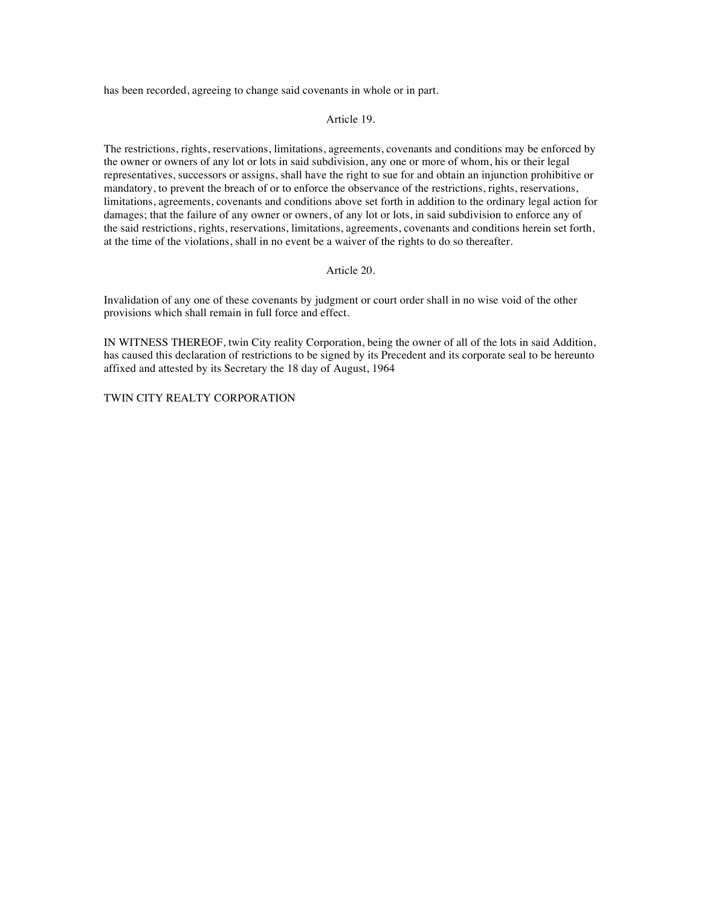has been recorded, agreeing to change said covenants in whole or in part.

Article 19.

The restrictions, rights, reservations, limitations, agreements, covenants and conditions may be enforced by the owner or owners of any lot or lots in said subdivision, any one or more of whom, his or their legal representatives, successors or assigns, shall have the right to sue for and obtain an injunction prohibitive or mandatory, to prevent the breach of or to enforce the observance of the restrictions, rights, reservations, limitations, agreements, covenants and conditions above set forth in addition to the ordinary legal action for damages; that the failure of any owner or owners, of any lot or lots, in said subdivision to enforce any of the said restrictions, rights, reservations, limitations, agreements, covenants and conditions herein set forth, at the time of the violations, shall in no event be a waiver of the rights to do so thereafter.

Article 20.

Invalidation of any one of these covenants by judgment or court order shall in no wise void of the other provisions which shall remain in full force and effect.

IN WITNESS THEREOF, twin City reality Corporation, being the owner of all of the lots in said Addition, has caused this declaration of restrictions to be signed by its Precedent and its corporate seal to be hereunto affixed and attested by its Secretary the 18 day of August, 1964

TWIN CITY REALTY CORPORATION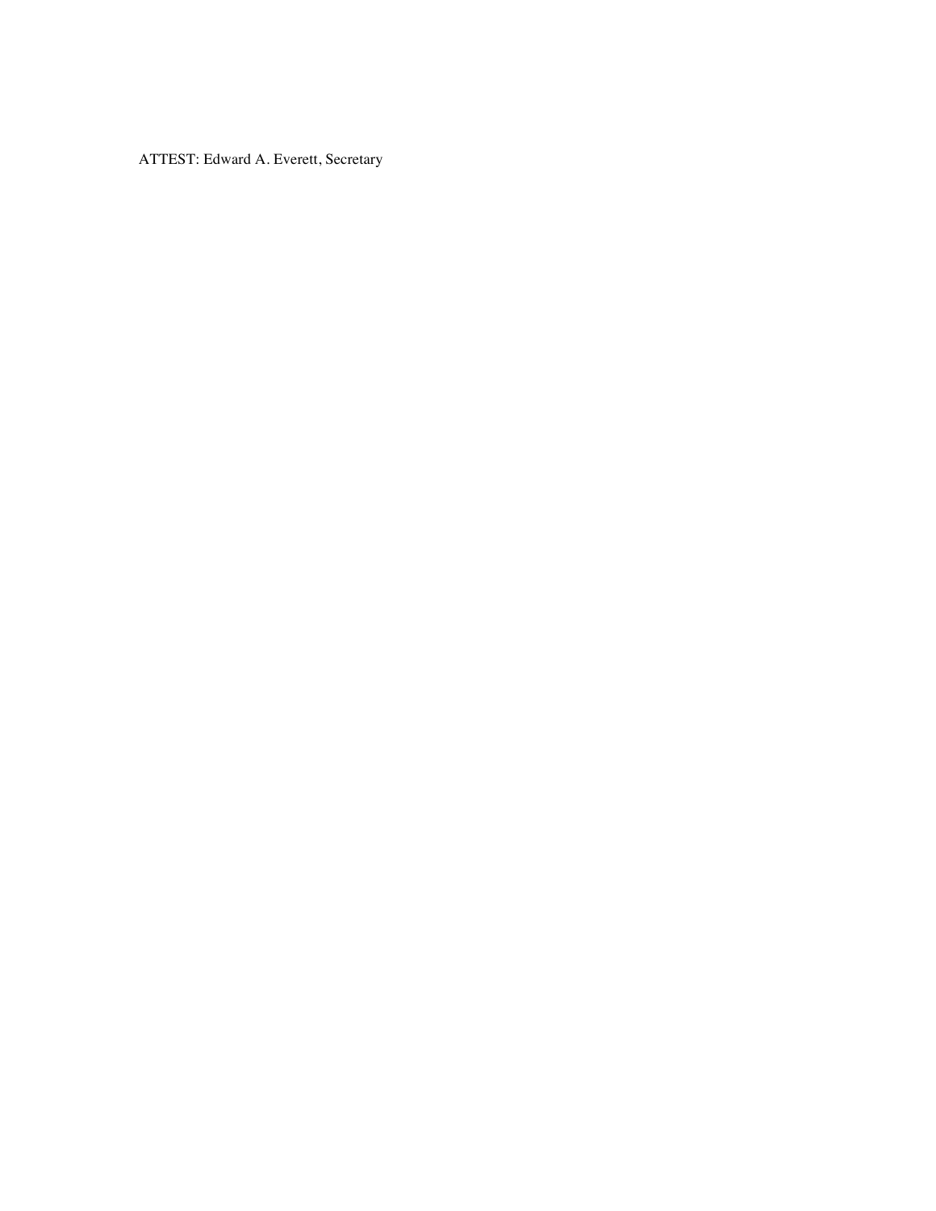ATTEST: Edward A. Everett, Secretary